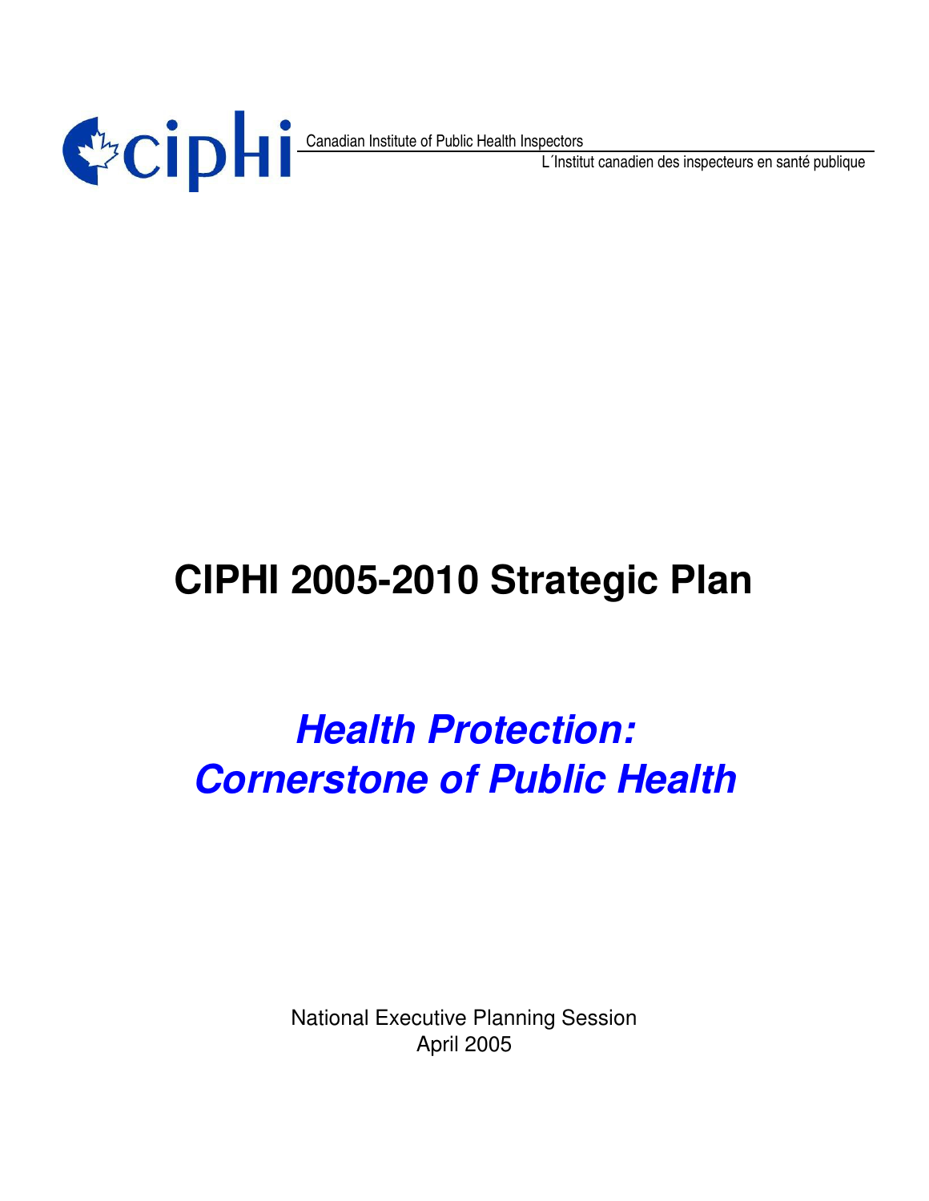ciphi

Canadian Institute of Public Health Inspectors

L´Institut canadien des inspecteurs en santé publique

# CIPHI 2005-2010 Strategic Plan

## *Health Protection: Cornerstone of Public Health*

National Executive Planning Session
April 2005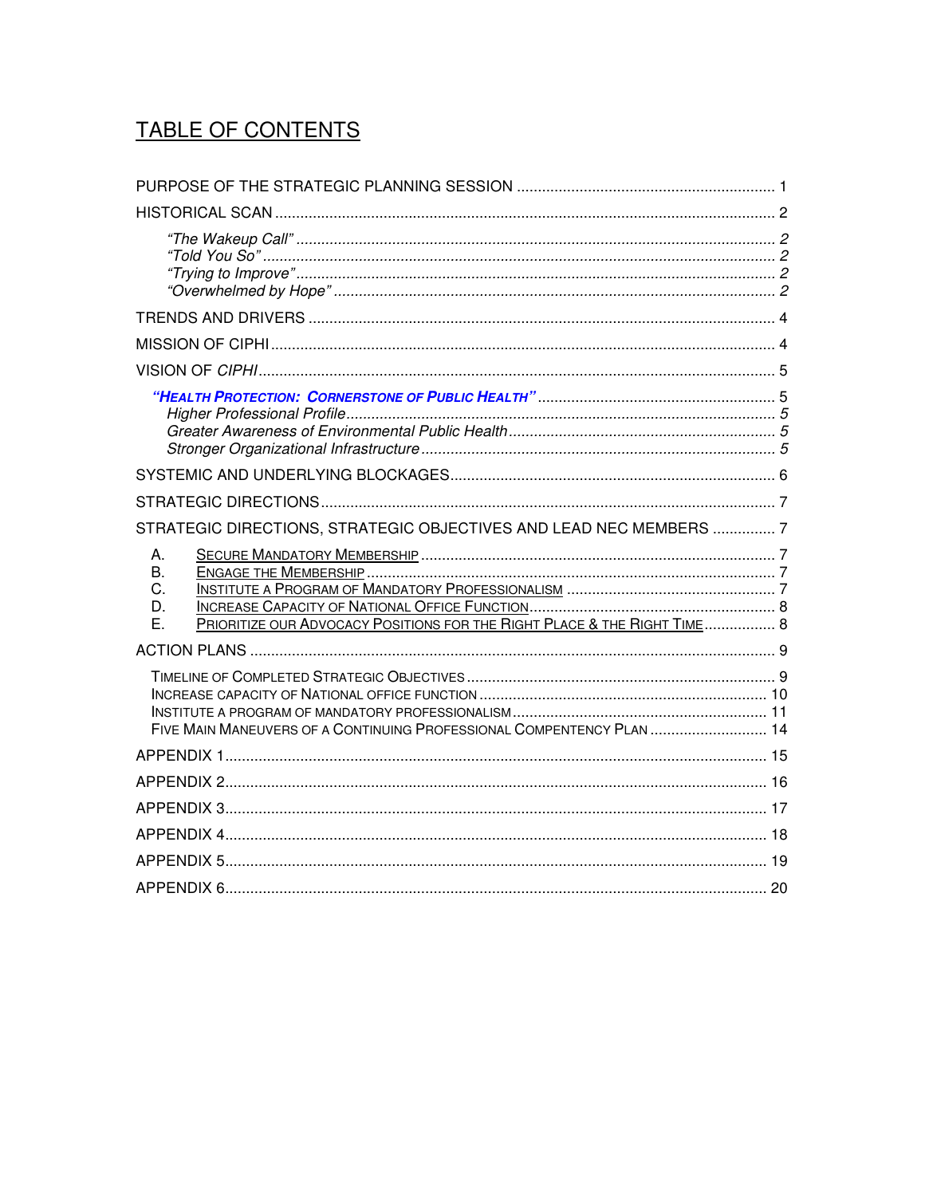# TABLE OF CONTENTS

PURPOSE OF THE STRATEGIC PLANNING SESSION ............................................................ 1

HISTORICAL SCAN ............................................................................................................. 2

*"The Wakeup Call"* ................................................................................................... *2*
*"Told You So"* ........................................................................................................... *2*
*"Trying to Improve"* .................................................................................................. *2*
*"Overwhelmed by Hope"* .......................................................................................... *2*

TRENDS AND DRIVERS ....................................................................................................... 4

MISSION OF CIPHI ............................................................................................................... 4

VISION OF *CIPHI* ................................................................................................................ 5

***"HEALTH PROTECTION: CORNERSTONE OF PUBLIC HEALTH"*** ..................................... 5
*Higher Professional Profile* .......................................................................................... *5*
*Greater Awareness of Environmental Public Health* ...................................................... *5*
*Stronger Organizational Infrastructure* ........................................................................ *5*

SYSTEMIC AND UNDERLYING BLOCKAGES ......................................................................... 6

STRATEGIC DIRECTIONS ..................................................................................................... 7

STRATEGIC DIRECTIONS, STRATEGIC OBJECTIVES AND LEAD NEC MEMBERS ............... 7

A. SECURE MANDATORY MEMBERSHIP ............................................................................ 7
B. ENGAGE THE MEMBERSHIP ......................................................................................... 7
C. INSTITUTE A PROGRAM OF MANDATORY PROFESSIONALISM ...................................... 7
D. INCREASE CAPACITY OF NATIONAL OFFICE FUNCTION ............................................... 8
E. PRIORITIZE OUR ADVOCACY POSITIONS FOR THE RIGHT PLACE & THE RIGHT TIME .......... 8

ACTION PLANS .................................................................................................................... 9

TIMELINE OF COMPLETED STRATEGIC OBJECTIVES ............................................................ 9
INCREASE CAPACITY OF NATIONAL OFFICE FUNCTION ...................................................... 10
INSTITUTE A PROGRAM OF MANDATORY PROFESSIONALISM ............................................. 11
FIVE MAIN MANEUVERS OF A CONTINUING PROFESSIONAL COMPENTENCY PLAN ............ 14

APPENDIX 1 ....................................................................................................................... 15

APPENDIX 2 ....................................................................................................................... 16

APPENDIX 3 ....................................................................................................................... 17

APPENDIX 4 ....................................................................................................................... 18

APPENDIX 5 ....................................................................................................................... 19

APPENDIX 6 ....................................................................................................................... 20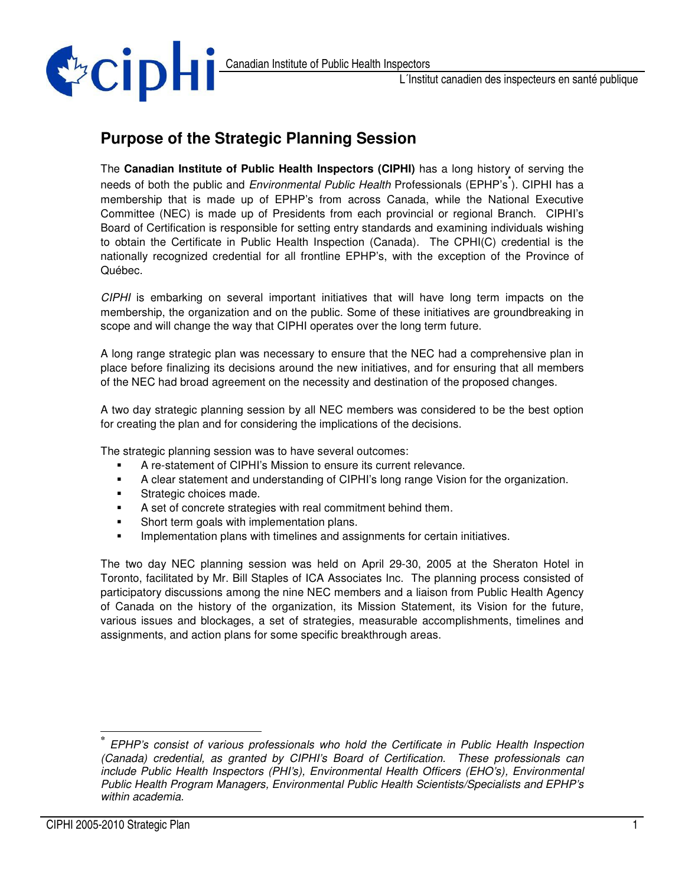## Purpose of the Strategic Planning Session

The **Canadian Institute of Public Health Inspectors (CIPHI)** has a long history of serving the needs of both the public and *Environmental Public Health* Professionals (EPHP's[*]). CIPHI has a membership that is made up of EPHP's from across Canada, while the National Executive Committee (NEC) is made up of Presidents from each provincial or regional Branch. CIPHI's Board of Certification is responsible for setting entry standards and examining individuals wishing to obtain the Certificate in Public Health Inspection (Canada). The CPHI(C) credential is the nationally recognized credential for all frontline EPHP's, with the exception of the Province of Québec.

*CIPHI* is embarking on several important initiatives that will have long term impacts on the membership, the organization and on the public. Some of these initiatives are groundbreaking in scope and will change the way that CIPHI operates over the long term future.

A long range strategic plan was necessary to ensure that the NEC had a comprehensive plan in place before finalizing its decisions around the new initiatives, and for ensuring that all members of the NEC had broad agreement on the necessity and destination of the proposed changes.

A two day strategic planning session by all NEC members was considered to be the best option for creating the plan and for considering the implications of the decisions.

The strategic planning session was to have several outcomes:

- A re-statement of CIPHI's Mission to ensure its current relevance.
- A clear statement and understanding of CIPHI's long range Vision for the organization.
- Strategic choices made.
- A set of concrete strategies with real commitment behind them.
- Short term goals with implementation plans.
- Implementation plans with timelines and assignments for certain initiatives.

The two day NEC planning session was held on April 29-30, 2005 at the Sheraton Hotel in Toronto, facilitated by Mr. Bill Staples of ICA Associates Inc. The planning process consisted of participatory discussions among the nine NEC members and a liaison from Public Health Agency of Canada on the history of the organization, its Mission Statement, its Vision for the future, various issues and blockages, a set of strategies, measurable accomplishments, timelines and assignments, and action plans for some specific breakthrough areas.

---

[*] *EPHP's consist of various professionals who hold the Certificate in Public Health Inspection (Canada) credential, as granted by CIPHI's Board of Certification. These professionals can include Public Health Inspectors (PHI's), Environmental Health Officers (EHO's), Environmental Public Health Program Managers, Environmental Public Health Scientists/Specialists and EPHP's within academia.*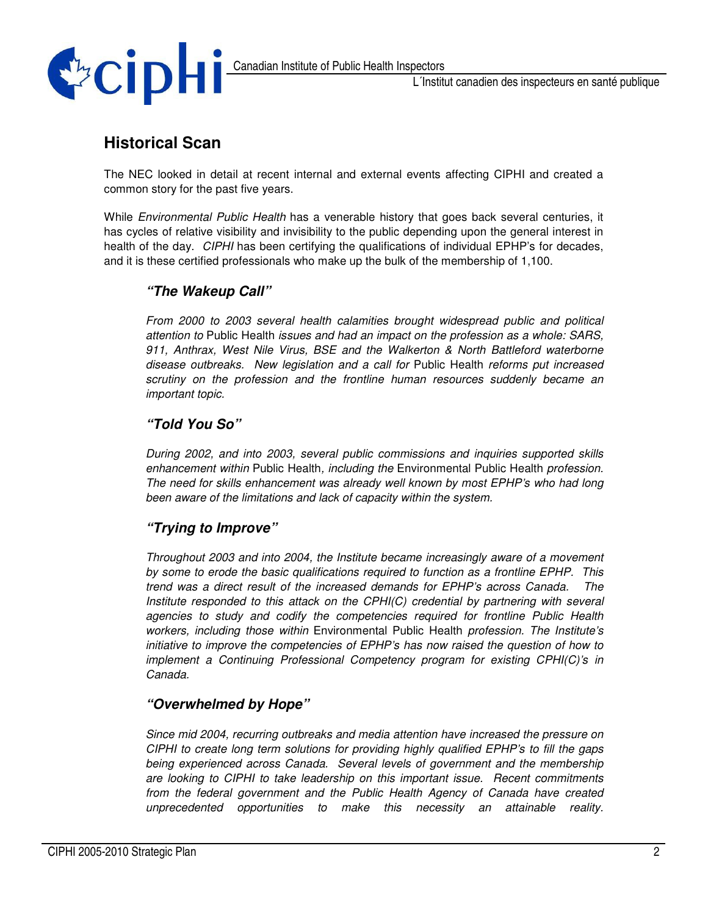## Historical Scan

The NEC looked in detail at recent internal and external events affecting CIPHI and created a common story for the past five years.

While *Environmental Public Health* has a venerable history that goes back several centuries, it has cycles of relative visibility and invisibility to the public depending upon the general interest in health of the day. *CIPHI* has been certifying the qualifications of individual EPHP's for decades, and it is these certified professionals who make up the bulk of the membership of 1,100.

### *"The Wakeup Call"*

*From 2000 to 2003 several health calamities brought widespread public and political attention to* Public Health *issues and had an impact on the profession as a whole: SARS, 911, Anthrax, West Nile Virus, BSE and the Walkerton & North Battleford waterborne disease outbreaks. New legislation and a call for* Public Health *reforms put increased scrutiny on the profession and the frontline human resources suddenly became an important topic.*

### *"Told You So"*

*During 2002, and into 2003, several public commissions and inquiries supported skills enhancement within* Public Health*, including the* Environmental Public Health *profession. The need for skills enhancement was already well known by most EPHP's who had long been aware of the limitations and lack of capacity within the system.*

### *"Trying to Improve"*

*Throughout 2003 and into 2004, the Institute became increasingly aware of a movement by some to erode the basic qualifications required to function as a frontline EPHP. This trend was a direct result of the increased demands for EPHP's across Canada. The Institute responded to this attack on the CPHI(C) credential by partnering with several agencies to study and codify the competencies required for frontline Public Health workers, including those within* Environmental Public Health *profession. The Institute's initiative to improve the competencies of EPHP's has now raised the question of how to implement a Continuing Professional Competency program for existing CPHI(C)'s in Canada.*

### *"Overwhelmed by Hope"*

*Since mid 2004, recurring outbreaks and media attention have increased the pressure on CIPHI to create long term solutions for providing highly qualified EPHP's to fill the gaps being experienced across Canada. Several levels of government and the membership are looking to CIPHI to take leadership on this important issue. Recent commitments from the federal government and the Public Health Agency of Canada have created unprecedented opportunities to make this necessity an attainable reality.*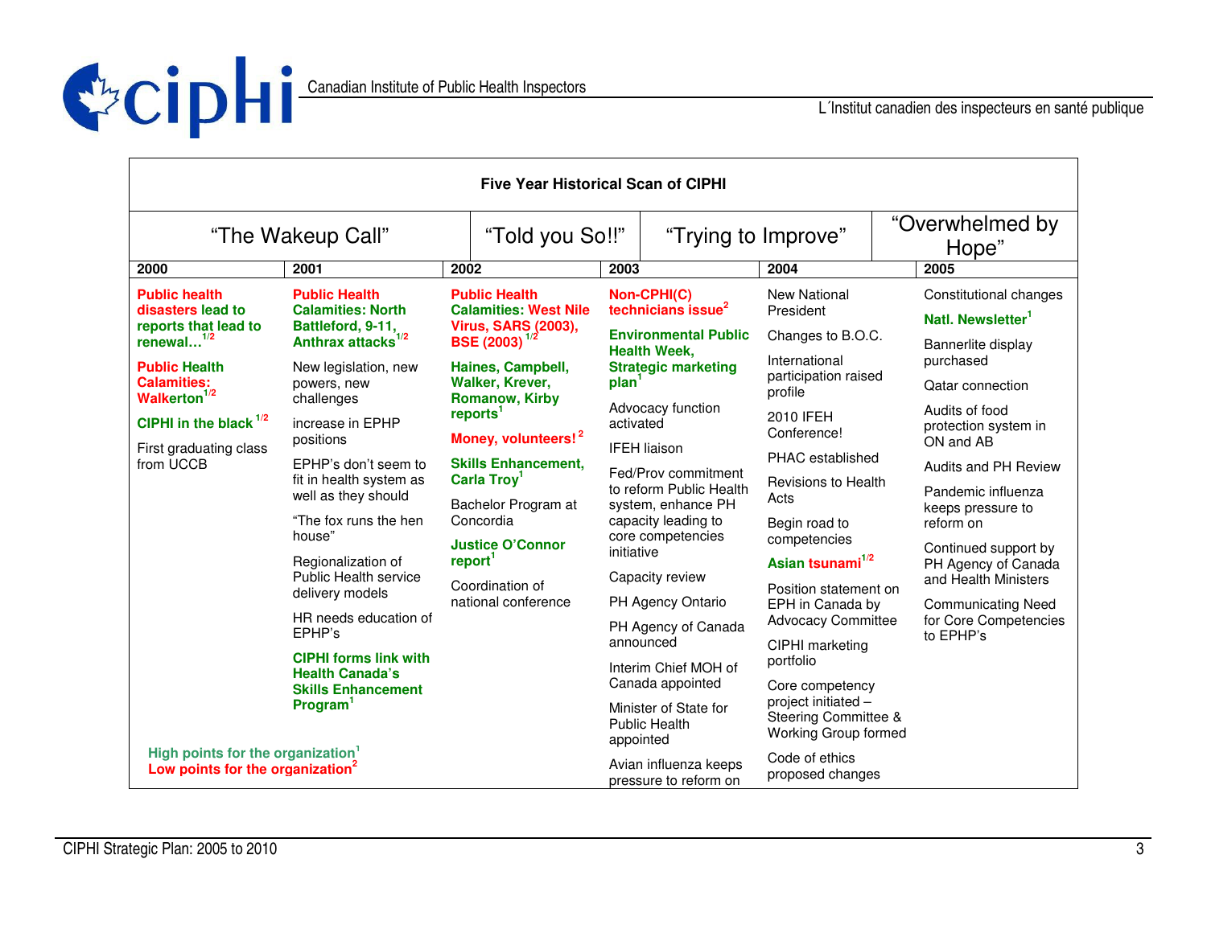## Five Year Historical Scan of CIPHI

| "The Wakeup Call" | | "Told you So!!" | "Trying to Improve" | | "Overwhelmed by Hope" |
|---|---|---|---|---|---|
| **2000** | **2001** | **2002** | **2003** | **2004** | **2005** |
| **Public health disasters lead to reports that lead to renewal…**[1/2]<br><br>**Public Health Calamities: Walkerton**[1/2]<br><br>**CIPHI in the black**[1/2]<br><br>First graduating class from UCCB | **Public Health Calamities: North Battleford, 9-11, Anthrax attacks**[1/2]<br><br>New legislation, new powers, new challenges<br><br>increase in EPHP positions<br><br>EPHP's don't seem to fit in health system as well as they should<br><br>"The fox runs the hen house"<br><br>Regionalization of Public Health service delivery models<br><br>HR needs education of EPHP's<br><br>**CIPHI forms link with Health Canada's Skills Enhancement Program**[1] | **Public Health Calamities: West Nile Virus, SARS (2003), BSE (2003)**[1/2]<br><br>**Haines, Campbell, Walker, Krever, Romanow, Kirby reports**[1]<br><br>**Money, volunteers!**[2]<br><br>**Skills Enhancement, Carla Troy**[1]<br><br>Bachelor Program at Concordia<br><br>**Justice O'Connor report**[1]<br><br>Coordination of national conference | **Non-CPHI(C) technicians issue**[2]<br><br>**Environmental Public Health Week, Strategic marketing plan**[1]<br><br>Advocacy function activated<br><br>IFEH liaison<br><br>Fed/Prov commitment to reform Public Health system, enhance PH capacity leading to core competencies initiative<br><br>Capacity review<br><br>PH Agency Ontario<br><br>PH Agency of Canada announced<br><br>Interim Chief MOH of Canada appointed<br><br>Minister of State for Public Health appointed<br><br>Avian influenza keeps pressure to reform on | New National President<br><br>Changes to B.O.C.<br><br>International participation raised profile<br><br>2010 IFEH Conference!<br><br>PHAC established<br><br>Revisions to Health Acts<br><br>Begin road to competencies<br><br>**Asian tsunami**[1/2]<br><br>Position statement on EPH in Canada by Advocacy Committee<br><br>CIPHI marketing portfolio<br><br>Core competency project initiated – Steering Committee & Working Group formed<br><br>Code of ethics proposed changes | Constitutional changes<br><br>**Natl. Newsletter**[1]<br><br>Bannerlite display purchased<br><br>Qatar connection<br><br>Audits of food protection system in ON and AB<br><br>Audits and PH Review<br><br>Pandemic influenza keeps pressure to reform on<br><br>Continued support by PH Agency of Canada and Health Ministers<br><br>Communicating Need for Core Competencies to EPHP's |

**High points for the organization**[1]
**Low points for the organization**[2]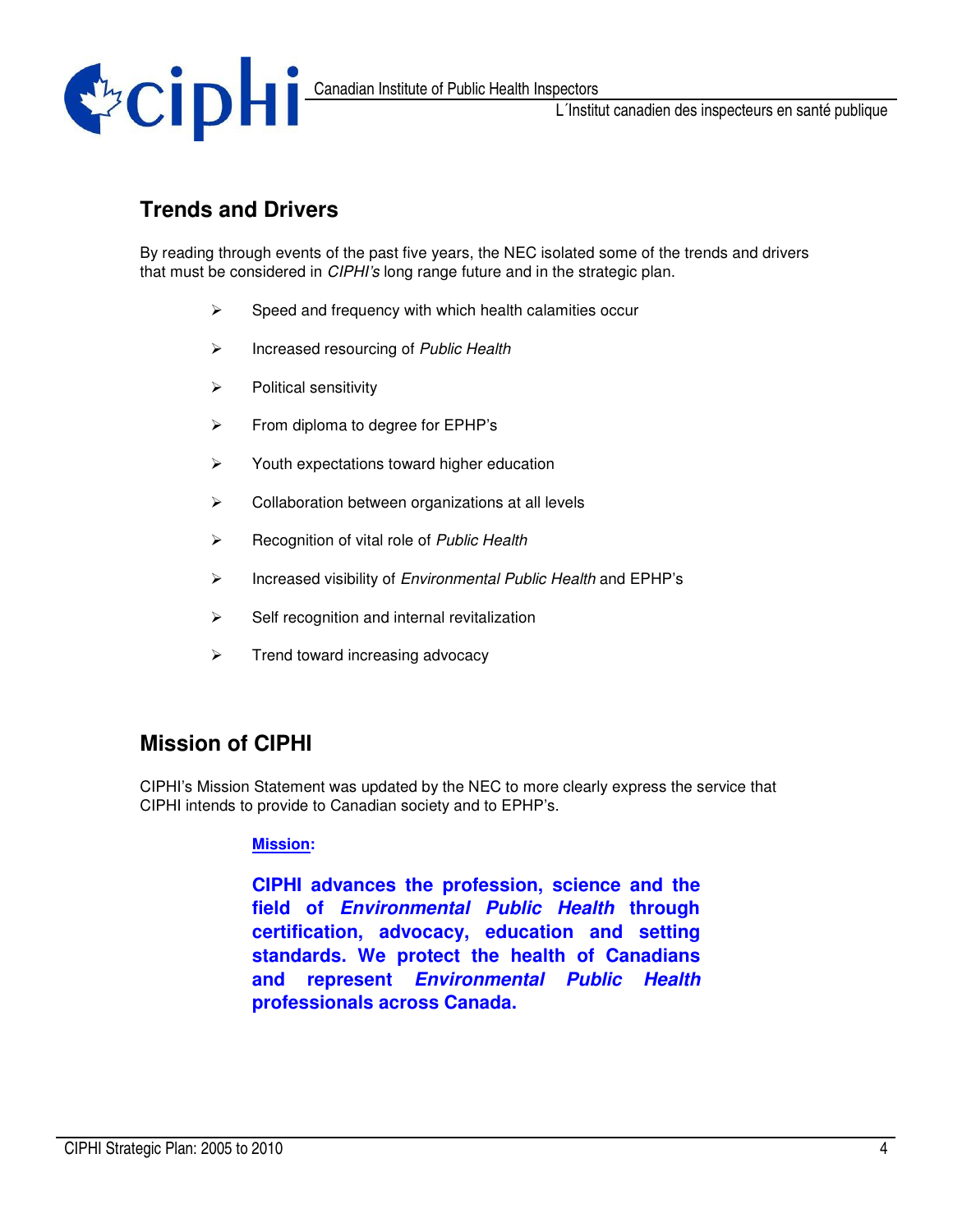## Trends and Drivers

By reading through events of the past five years, the NEC isolated some of the trends and drivers that must be considered in *CIPHI's* long range future and in the strategic plan.

- Speed and frequency with which health calamities occur
- Increased resourcing of *Public Health*
- Political sensitivity
- From diploma to degree for EPHP's
- Youth expectations toward higher education
- Collaboration between organizations at all levels
- Recognition of vital role of *Public Health*
- Increased visibility of *Environmental Public Health* and EPHP's
- Self recognition and internal revitalization
- Trend toward increasing advocacy

## Mission of CIPHI

CIPHI's Mission Statement was updated by the NEC to more clearly express the service that CIPHI intends to provide to Canadian society and to EPHP's.

**Mission:**

**CIPHI advances the profession, science and the field of *Environmental Public Health* through certification, advocacy, education and setting standards. We protect the health of Canadians and represent *Environmental Public Health* professionals across Canada.**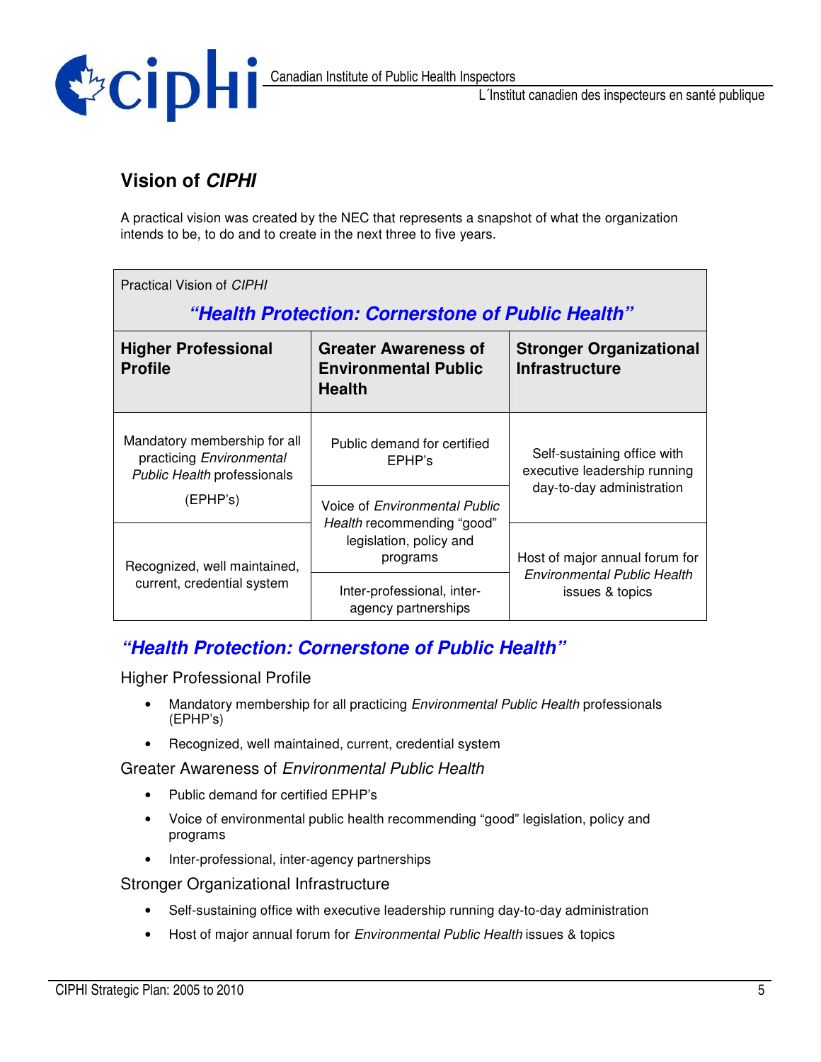## Vision of *CIPHI*

A practical vision was created by the NEC that represents a snapshot of what the organization intends to be, to do and to create in the next three to five years.

| Practical Vision of *CIPHI* — ***"Health Protection: Cornerstone of Public Health"*** | | |
|---|---|---|
| **Higher Professional Profile** | **Greater Awareness of Environmental Public Health** | **Stronger Organizational Infrastructure** |
| Mandatory membership for all practicing *Environmental Public Health* professionals (EPHP's) | Public demand for certified EPHP's | Self-sustaining office with executive leadership running day-to-day administration |
| | Voice of *Environmental Public Health* recommending "good" legislation, policy and programs | |
| Recognized, well maintained, current, credential system | | Host of major annual forum for *Environmental Public Health* issues & topics |
| | Inter-professional, inter-agency partnerships | |

### *"Health Protection: Cornerstone of Public Health"*

Higher Professional Profile

- Mandatory membership for all practicing *Environmental Public Health* professionals (EPHP's)
- Recognized, well maintained, current, credential system

Greater Awareness of *Environmental Public Health*

- Public demand for certified EPHP's
- Voice of environmental public health recommending "good" legislation, policy and programs
- Inter-professional, inter-agency partnerships

Stronger Organizational Infrastructure

- Self-sustaining office with executive leadership running day-to-day administration
- Host of major annual forum for *Environmental Public Health* issues & topics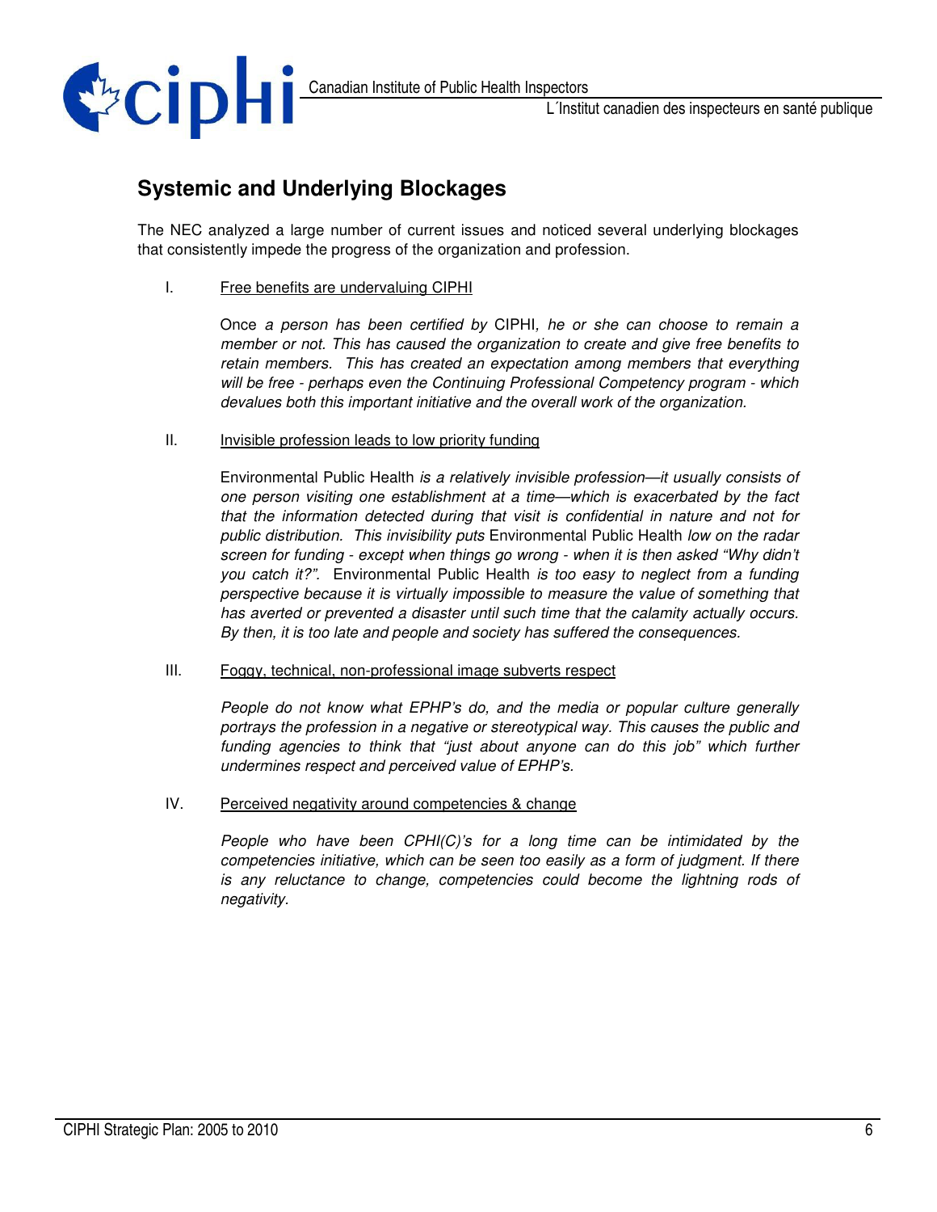## Systemic and Underlying Blockages

The NEC analyzed a large number of current issues and noticed several underlying blockages that consistently impede the progress of the organization and profession.

I. Free benefits are undervaluing CIPHI

Once *a person has been certified by* CIPHI, *he or she can choose to remain a member or not. This has caused the organization to create and give free benefits to retain members. This has created an expectation among members that everything will be free - perhaps even the Continuing Professional Competency program - which devalues both this important initiative and the overall work of the organization.*

II. Invisible profession leads to low priority funding

Environmental Public Health *is a relatively invisible profession—it usually consists of one person visiting one establishment at a time—which is exacerbated by the fact that the information detected during that visit is confidential in nature and not for public distribution. This invisibility puts* Environmental Public Health *low on the radar screen for funding - except when things go wrong - when it is then asked "Why didn't you catch it?".* Environmental Public Health *is too easy to neglect from a funding perspective because it is virtually impossible to measure the value of something that has averted or prevented a disaster until such time that the calamity actually occurs. By then, it is too late and people and society has suffered the consequences.*

III. Foggy, technical, non-professional image subverts respect

*People do not know what EPHP's do, and the media or popular culture generally portrays the profession in a negative or stereotypical way. This causes the public and funding agencies to think that "just about anyone can do this job" which further undermines respect and perceived value of EPHP's.*

IV. Perceived negativity around competencies & change

*People who have been CPHI(C)'s for a long time can be intimidated by the competencies initiative, which can be seen too easily as a form of judgment. If there is any reluctance to change, competencies could become the lightning rods of negativity.*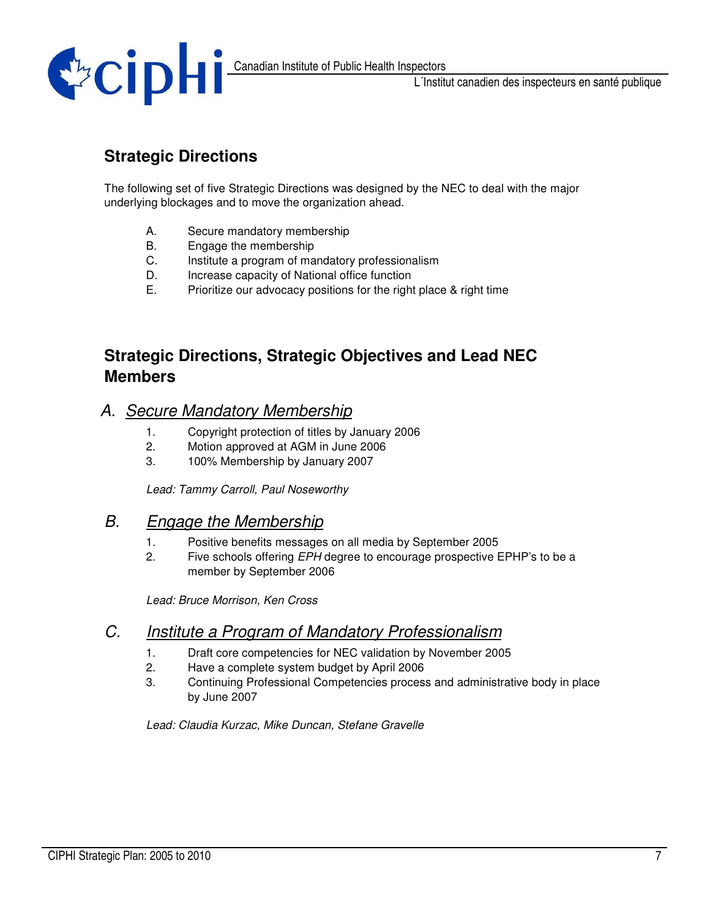## Strategic Directions

The following set of five Strategic Directions was designed by the NEC to deal with the major underlying blockages and to move the organization ahead.

A. Secure mandatory membership
B. Engage the membership
C. Institute a program of mandatory professionalism
D. Increase capacity of National office function
E. Prioritize our advocacy positions for the right place & right time

## Strategic Directions, Strategic Objectives and Lead NEC Members

### A. *Secure Mandatory Membership*

1. Copyright protection of titles by January 2006
2. Motion approved at AGM in June 2006
3. 100% Membership by January 2007

*Lead: Tammy Carroll, Paul Noseworthy*

### B. *Engage the Membership*

1. Positive benefits messages on all media by September 2005
2. Five schools offering *EPH* degree to encourage prospective EPHP's to be a member by September 2006

*Lead: Bruce Morrison, Ken Cross*

### C. *Institute a Program of Mandatory Professionalism*

1. Draft core competencies for NEC validation by November 2005
2. Have a complete system budget by April 2006
3. Continuing Professional Competencies process and administrative body in place by June 2007

*Lead: Claudia Kurzac, Mike Duncan, Stefane Gravelle*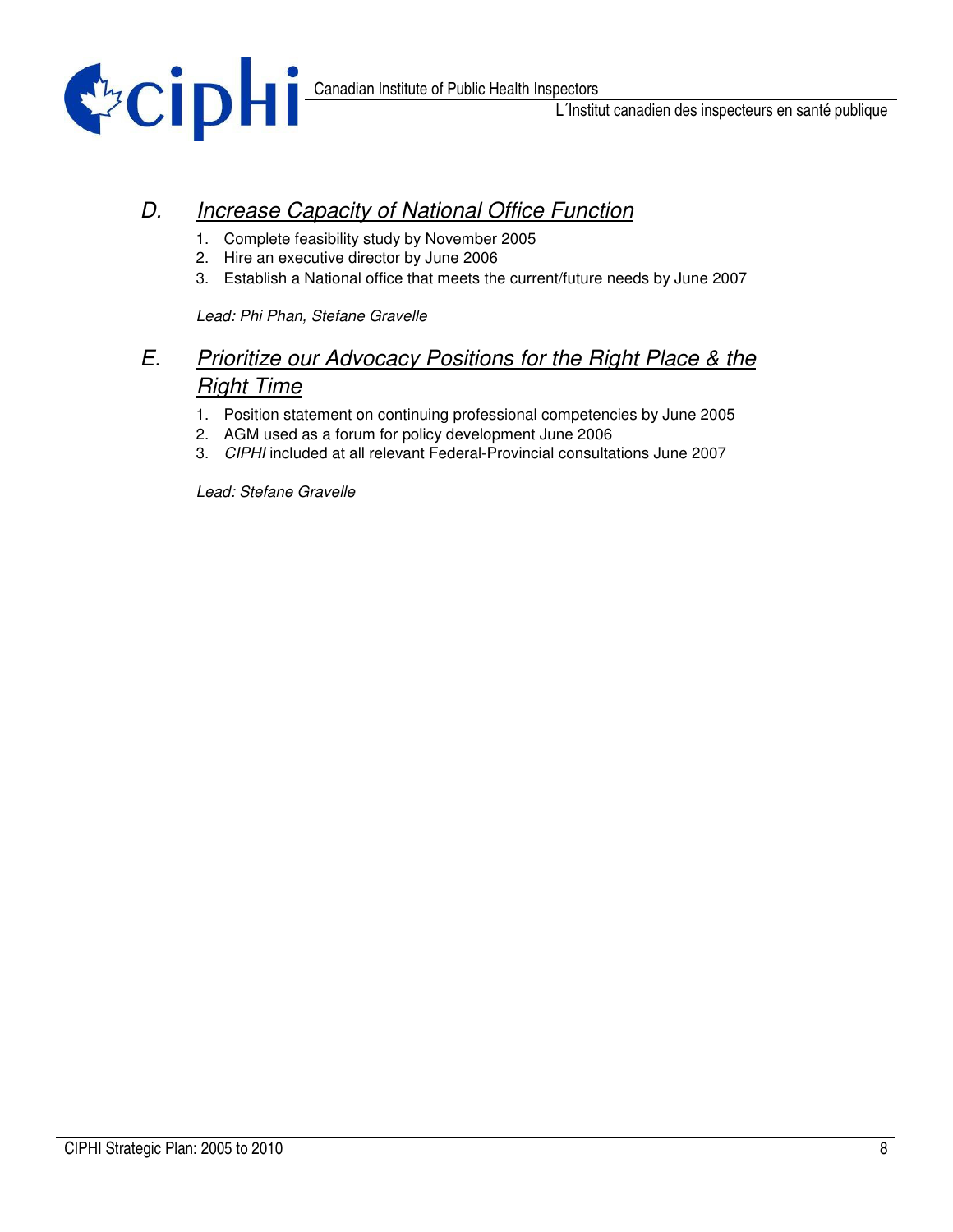## D. *Increase Capacity of National Office Function*

1. Complete feasibility study by November 2005
2. Hire an executive director by June 2006
3. Establish a National office that meets the current/future needs by June 2007

*Lead: Phi Phan, Stefane Gravelle*

## E. *Prioritize our Advocacy Positions for the Right Place & the Right Time*

1. Position statement on continuing professional competencies by June 2005
2. AGM used as a forum for policy development June 2006
3. *CIPHI* included at all relevant Federal-Provincial consultations June 2007

*Lead: Stefane Gravelle*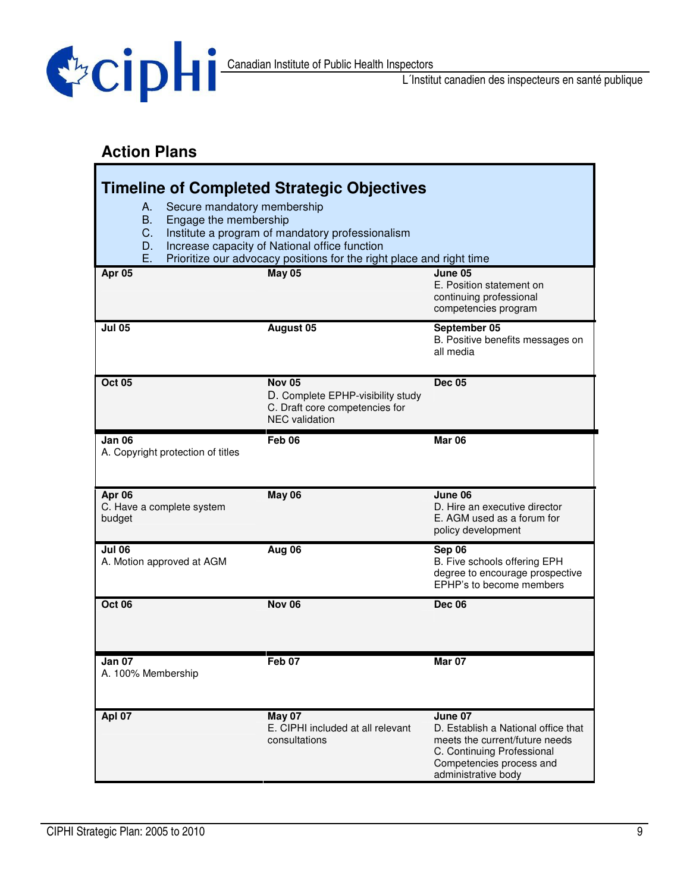## Action Plans

### Timeline of Completed Strategic Objectives

A. Secure mandatory membership
B. Engage the membership
C. Institute a program of mandatory professionalism
D. Increase capacity of National office function
E. Prioritize our advocacy positions for the right place and right time

| | | |
|---|---|---|
| **Apr 05** | **May 05** | **June 05**<br>E. Position statement on continuing professional competencies program |
| **Jul 05** | **August 05** | **September 05**<br>B. Positive benefits messages on all media |
| **Oct 05** | **Nov 05**<br>D. Complete EPHP-visibility study<br>C. Draft core competencies for NEC validation | **Dec 05** |
| **Jan 06**<br>A. Copyright protection of titles | **Feb 06** | **Mar 06** |
| **Apr 06**<br>C. Have a complete system budget | **May 06** | **June 06**<br>D. Hire an executive director<br>E. AGM used as a forum for policy development |
| **Jul 06**<br>A. Motion approved at AGM | **Aug 06** | **Sep 06**<br>B. Five schools offering EPH degree to encourage prospective EPHP's to become members |
| **Oct 06** | **Nov 06** | **Dec 06** |
| **Jan 07**<br>A. 100% Membership | **Feb 07** | **Mar 07** |
| **Apl 07** | **May 07**<br>E. CIPHI included at all relevant consultations | **June 07**<br>D. Establish a National office that meets the current/future needs<br>C. Continuing Professional Competencies process and administrative body |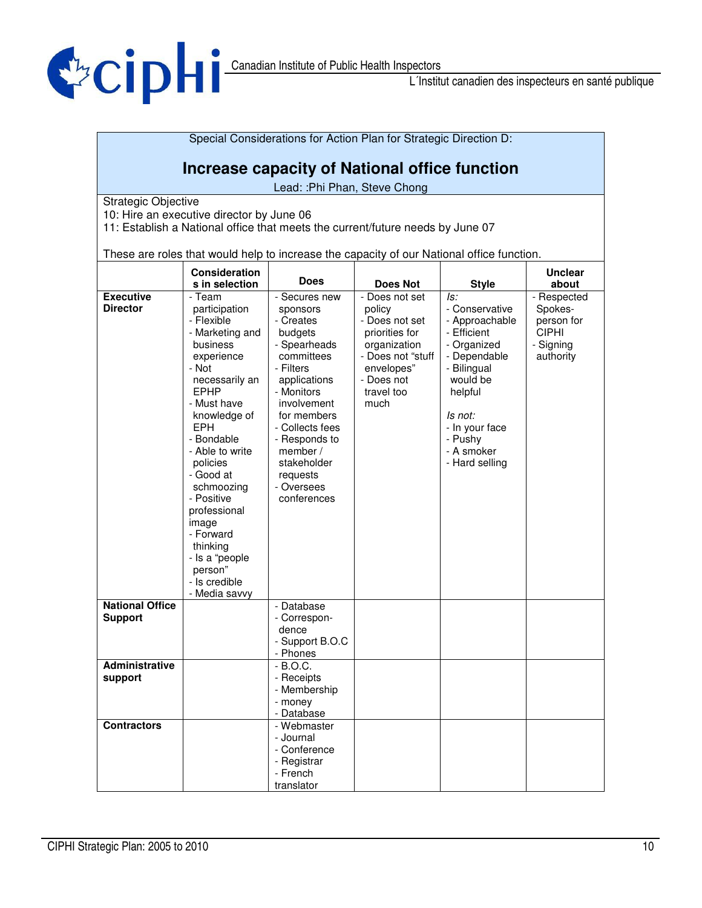Special Considerations for Action Plan for Strategic Direction D:

## Increase capacity of National office function

Lead: :Phi Phan, Steve Chong

Strategic Objective
10: Hire an executive director by June 06
11: Establish a National office that meets the current/future needs by June 07

These are roles that would help to increase the capacity of our National office function.

| | Considerations in selection | Does | Does Not | Style | Unclear about |
|---|---|---|---|---|---|
| **Executive Director** | - Team participation<br>- Flexible<br>- Marketing and business experience<br>- Not necessarily an EPHP<br>- Must have knowledge of EPH<br>- Bondable<br>- Able to write policies<br>- Good at schmoozing<br>- Positive professional image<br>- Forward thinking<br>- Is a "people person"<br>- Is credible<br>- Media savvy | - Secures new sponsors<br>- Creates budgets<br>- Spearheads committees<br>- Filters applications<br>- Monitors involvement for members<br>- Collects fees<br>- Responds to member / stakeholder requests<br>- Oversees conferences | - Does not set policy<br>- Does not set priorities for organization<br>- Does not "stuff envelopes"<br>- Does not travel too much | *Is:*<br>- Conservative<br>- Approachable<br>- Efficient<br>- Organized<br>- Dependable<br>- Bilingual would be helpful<br><br>*Is not:*<br>- In your face<br>- Pushy<br>- A smoker<br>- Hard selling | - Respected Spokes-person for CIPHI<br>- Signing authority |
| **National Office Support** | | - Database<br>- Correspon-dence<br>- Support B.O.C<br>- Phones | | | |
| **Administrative support** | | - B.O.C.<br>- Receipts<br>- Membership<br>- money<br>- Database | | | |
| **Contractors** | | - Webmaster<br>- Journal<br>- Conference<br>- Registrar<br>- French translator | | | |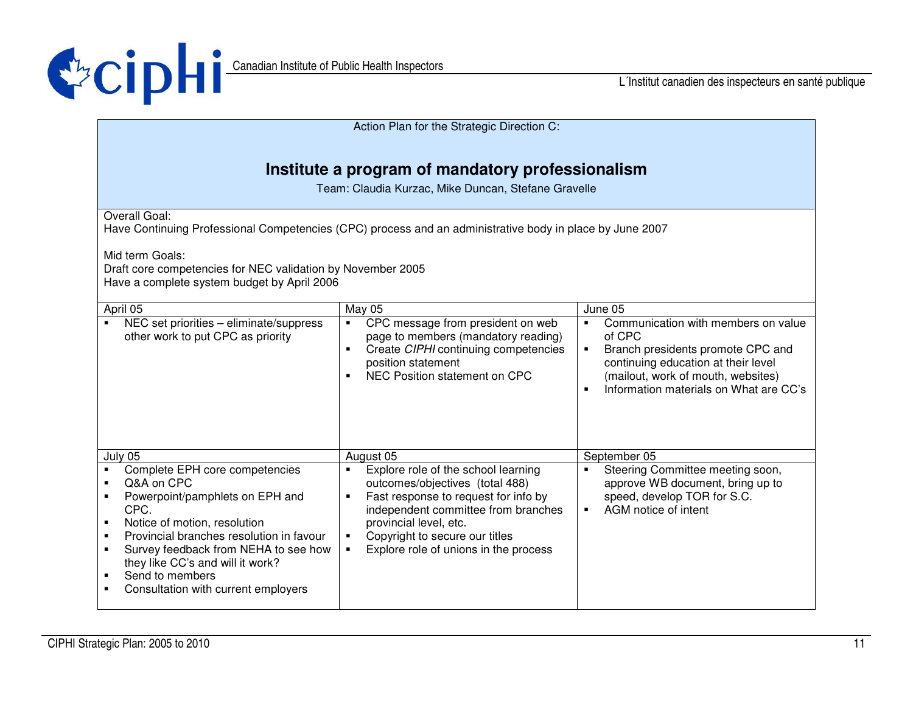Action Plan for the Strategic Direction C:

## Institute a program of mandatory professionalism

Team: Claudia Kurzac, Mike Duncan, Stefane Gravelle

Overall Goal:
Have Continuing Professional Competencies (CPC) process and an administrative body in place by June 2007

Mid term Goals:
Draft core competencies for NEC validation by November 2005
Have a complete system budget by April 2006

| April 05 | May 05 | June 05 |
|---|---|---|
| ▪ NEC set priorities – eliminate/suppress other work to put CPC as priority | ▪ CPC message from president on web page to members (mandatory reading)<br>▪ Create *CIPHI* continuing competencies position statement<br>▪ NEC Position statement on CPC | ▪ Communication with members on value of CPC<br>▪ Branch presidents promote CPC and continuing education at their level (mailout, work of mouth, websites)<br>▪ Information materials on What are CC's |
| **July 05** | **August 05** | **September 05** |
| ▪ Complete EPH core competencies<br>▪ Q&A on CPC<br>▪ Powerpoint/pamphlets on EPH and CPC.<br>▪ Notice of motion, resolution<br>▪ Provincial branches resolution in favour<br>▪ Survey feedback from NEHA to see how they like CC's and will it work?<br>▪ Send to members<br>▪ Consultation with current employers | ▪ Explore role of the school learning outcomes/objectives (total 488)<br>▪ Fast response to request for info by independent committee from branches provincial level, etc.<br>▪ Copyright to secure our titles<br>▪ Explore role of unions in the process | ▪ Steering Committee meeting soon, approve WB document, bring up to speed, develop TOR for S.C.<br>▪ AGM notice of intent |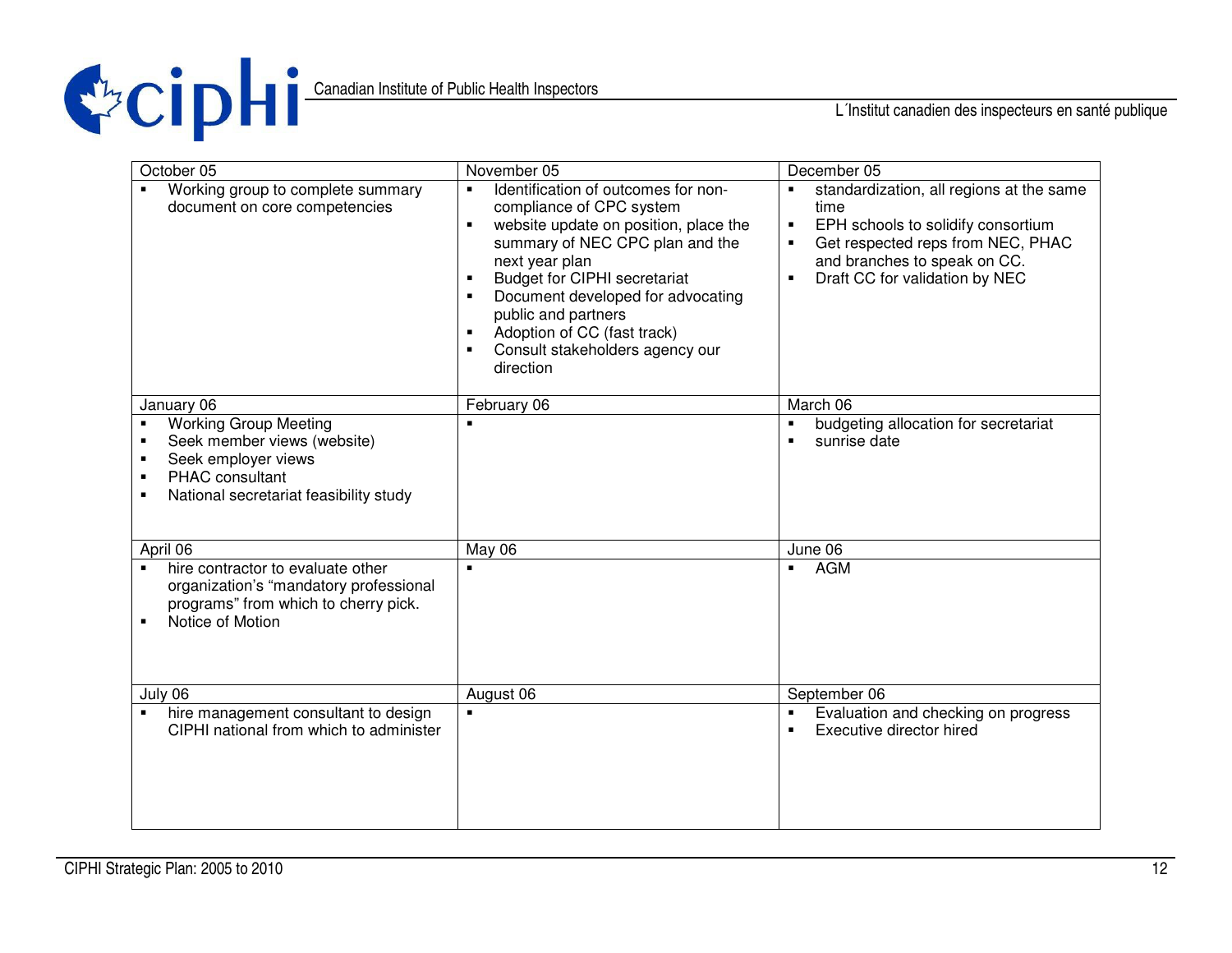| October 05 | November 05 | December 05 |
|---|---|---|
| ▪ Working group to complete summary document on core competencies | ▪ Identification of outcomes for non-compliance of CPC system<br>▪ website update on position, place the summary of NEC CPC plan and the next year plan<br>▪ Budget for CIPHI secretariat<br>▪ Document developed for advocating public and partners<br>▪ Adoption of CC (fast track)<br>▪ Consult stakeholders agency our direction | ▪ standardization, all regions at the same time<br>▪ EPH schools to solidify consortium<br>▪ Get respected reps from NEC, PHAC and branches to speak on CC.<br>▪ Draft CC for validation by NEC |
| **January 06** | **February 06** | **March 06** |
| ▪ Working Group Meeting<br>▪ Seek member views (website)<br>▪ Seek employer views<br>▪ PHAC consultant<br>▪ National secretariat feasibility study | ▪ | ▪ budgeting allocation for secretariat<br>▪ sunrise date |
| **April 06** | **May 06** | **June 06** |
| ▪ hire contractor to evaluate other organization's "mandatory professional programs" from which to cherry pick.<br>▪ Notice of Motion | ▪ | ▪ AGM |
| **July 06** | **August 06** | **September 06** |
| ▪ hire management consultant to design CIPHI national from which to administer | ▪ | ▪ Evaluation and checking on progress<br>▪ Executive director hired |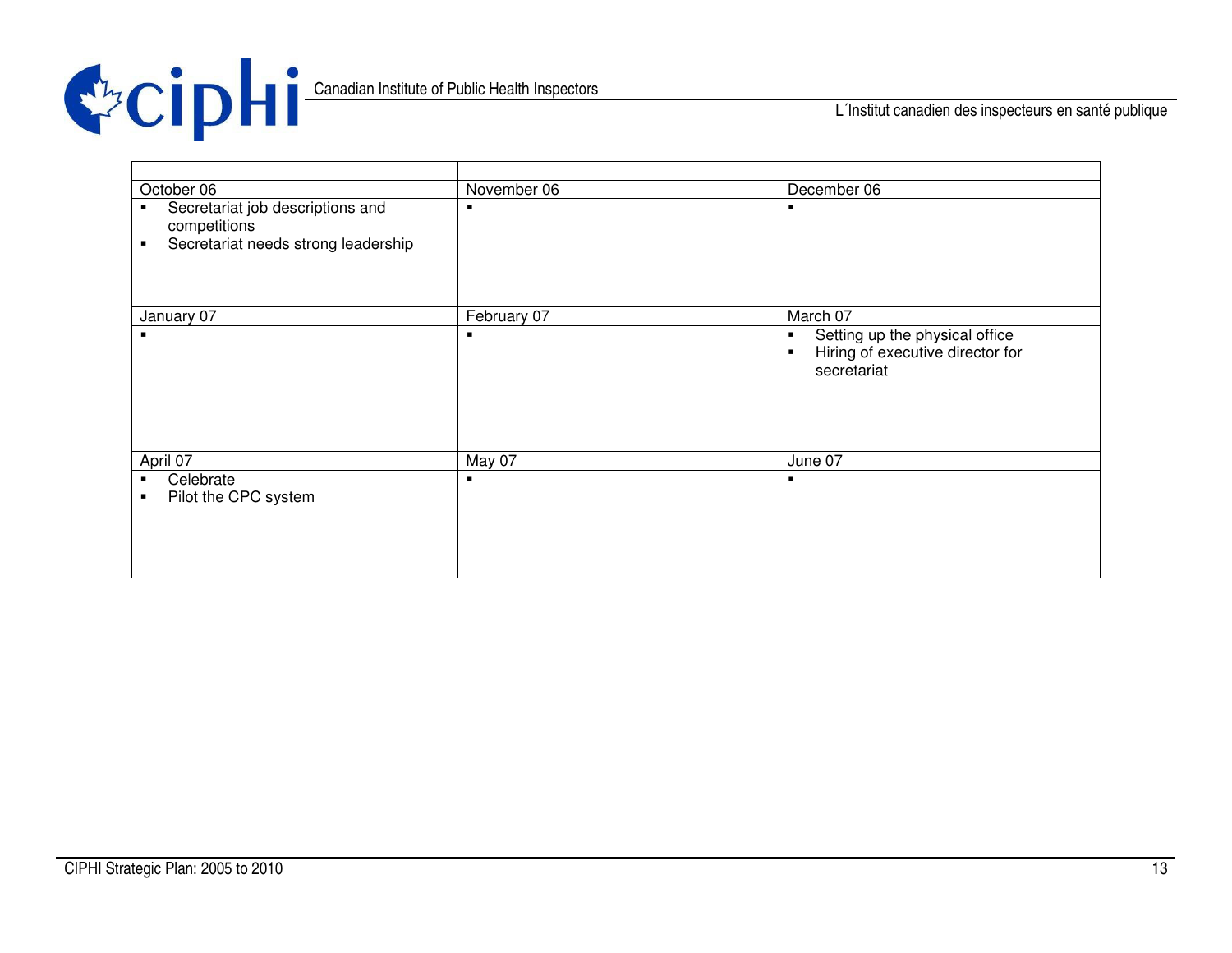| | | |
|---|---|---|
| October 06 | November 06 | December 06 |
| ▪ Secretariat job descriptions and competitions<br>▪ Secretariat needs strong leadership | ▪ | ▪ |
| January 07 | February 07 | March 07 |
| ▪ | ▪ | ▪ Setting up the physical office<br>▪ Hiring of executive director for secretariat |
| April 07 | May 07 | June 07 |
| ▪ Celebrate<br>▪ Pilot the CPC system | ▪ | ▪ |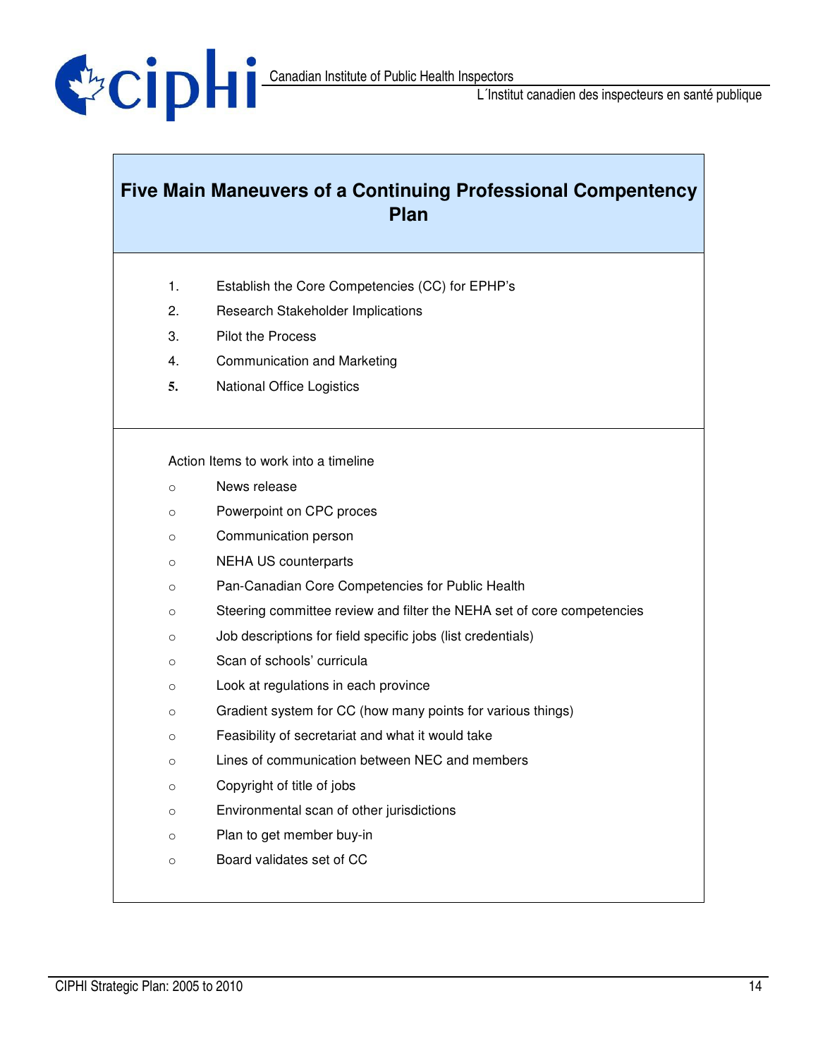## Five Main Maneuvers of a Continuing Professional Compentency Plan

1. Establish the Core Competencies (CC) for EPHP's
2. Research Stakeholder Implications
3. Pilot the Process
4. Communication and Marketing
5. National Office Logistics

Action Items to work into a timeline

- News release
- Powerpoint on CPC proces
- Communication person
- NEHA US counterparts
- Pan-Canadian Core Competencies for Public Health
- Steering committee review and filter the NEHA set of core competencies
- Job descriptions for field specific jobs (list credentials)
- Scan of schools' curricula
- Look at regulations in each province
- Gradient system for CC (how many points for various things)
- Feasibility of secretariat and what it would take
- Lines of communication between NEC and members
- Copyright of title of jobs
- Environmental scan of other jurisdictions
- Plan to get member buy-in
- Board validates set of CC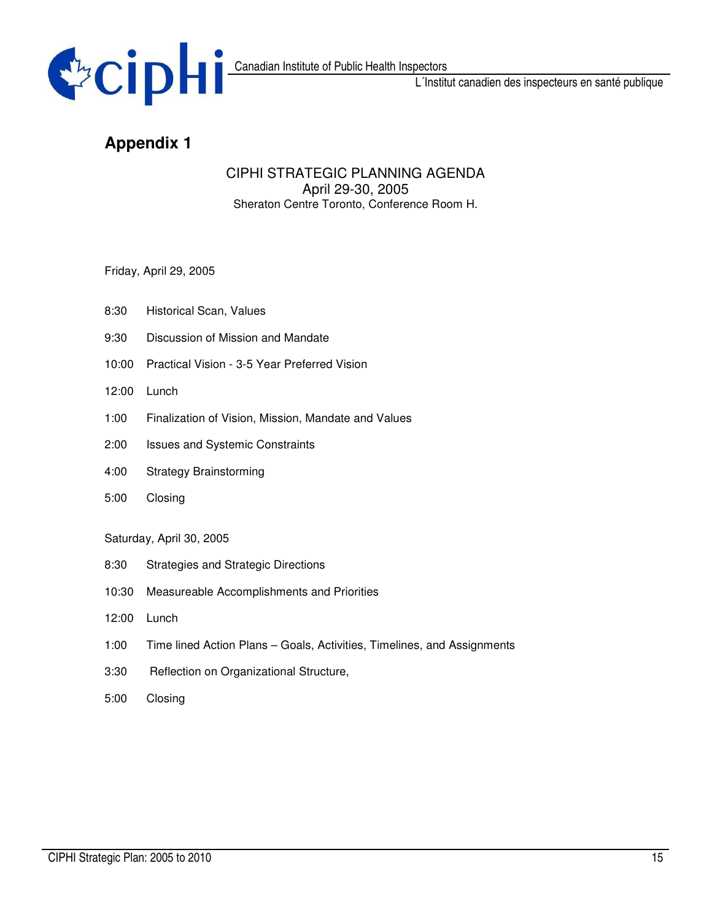# Appendix 1

CIPHI STRATEGIC PLANNING AGENDA
April 29-30, 2005
Sheraton Centre Toronto, Conference Room H.

Friday, April 29, 2005

| | |
|---|---|
| 8:30 | Historical Scan, Values |
| 9:30 | Discussion of Mission and Mandate |
| 10:00 | Practical Vision - 3-5 Year Preferred Vision |
| 12:00 | Lunch |
| 1:00 | Finalization of Vision, Mission, Mandate and Values |
| 2:00 | Issues and Systemic Constraints |
| 4:00 | Strategy Brainstorming |
| 5:00 | Closing |

Saturday, April 30, 2005

| | |
|---|---|
| 8:30 | Strategies and Strategic Directions |
| 10:30 | Measureable Accomplishments and Priorities |
| 12:00 | Lunch |
| 1:00 | Time lined Action Plans – Goals, Activities, Timelines, and Assignments |
| 3:30 | Reflection on Organizational Structure, |
| 5:00 | Closing |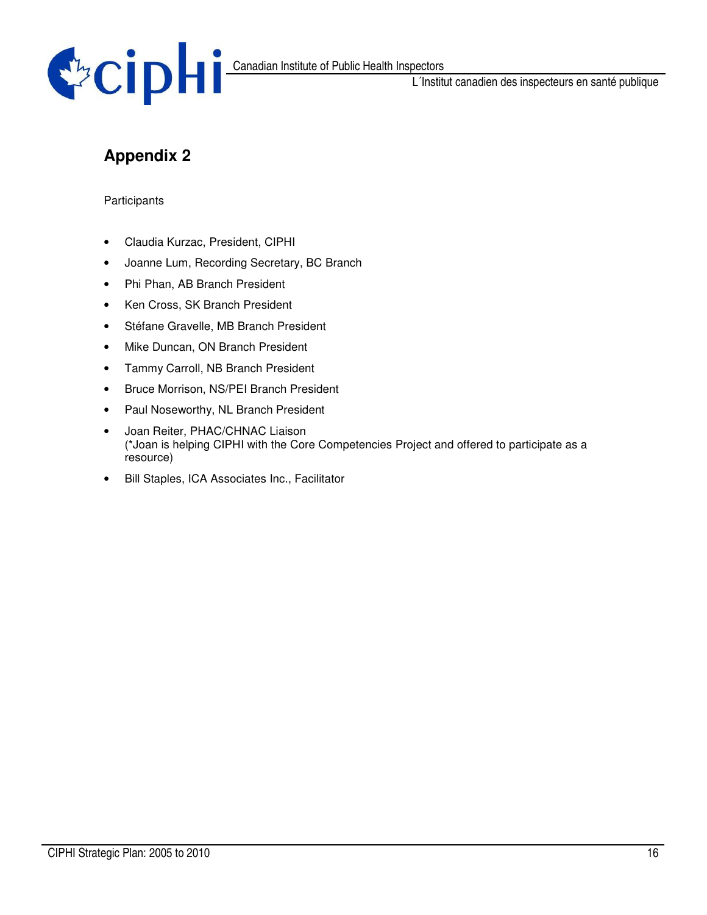## Appendix 2

Participants

- Claudia Kurzac, President, CIPHI
- Joanne Lum, Recording Secretary, BC Branch
- Phi Phan, AB Branch President
- Ken Cross, SK Branch President
- Stéfane Gravelle, MB Branch President
- Mike Duncan, ON Branch President
- Tammy Carroll, NB Branch President
- Bruce Morrison, NS/PEI Branch President
- Paul Noseworthy, NL Branch President
- Joan Reiter, PHAC/CHNAC Liaison  
  (*Joan is helping CIPHI with the Core Competencies Project and offered to participate as a resource)
- Bill Staples, ICA Associates Inc., Facilitator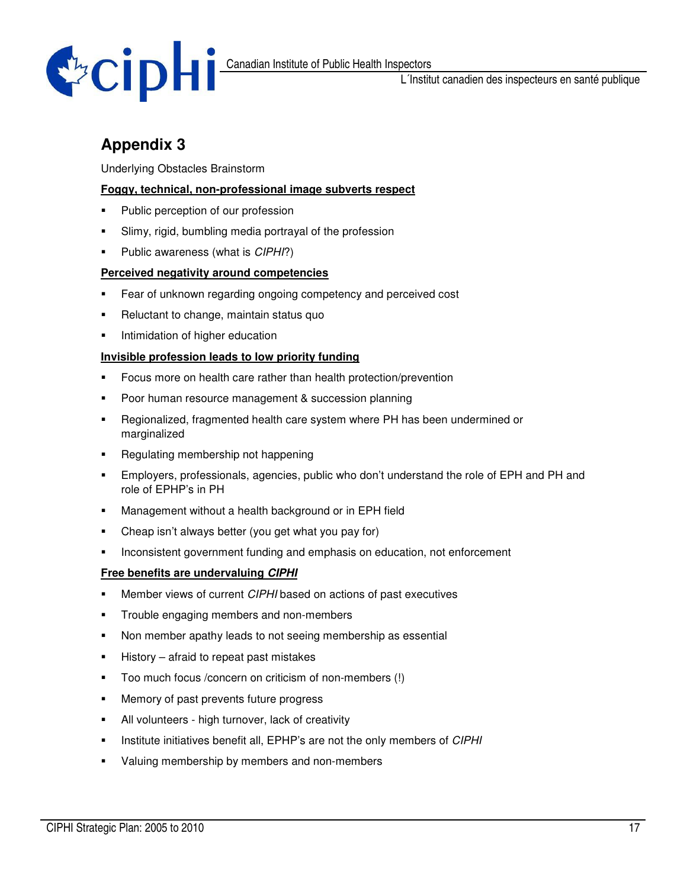## Appendix 3

Underlying Obstacles Brainstorm

**Foggy, technical, non-professional image subverts respect**

- Public perception of our profession
- Slimy, rigid, bumbling media portrayal of the profession
- Public awareness (what is *CIPHI*?)

**Perceived negativity around competencies**

- Fear of unknown regarding ongoing competency and perceived cost
- Reluctant to change, maintain status quo
- Intimidation of higher education

**Invisible profession leads to low priority funding**

- Focus more on health care rather than health protection/prevention
- Poor human resource management & succession planning
- Regionalized, fragmented health care system where PH has been undermined or marginalized
- Regulating membership not happening
- Employers, professionals, agencies, public who don't understand the role of EPH and PH and role of EPHP's in PH
- Management without a health background or in EPH field
- Cheap isn't always better (you get what you pay for)
- Inconsistent government funding and emphasis on education, not enforcement

**Free benefits are undervaluing *CIPHI***

- Member views of current *CIPHI* based on actions of past executives
- Trouble engaging members and non-members
- Non member apathy leads to not seeing membership as essential
- History – afraid to repeat past mistakes
- Too much focus /concern on criticism of non-members (!)
- Memory of past prevents future progress
- All volunteers - high turnover, lack of creativity
- Institute initiatives benefit all, EPHP's are not the only members of *CIPHI*
- Valuing membership by members and non-members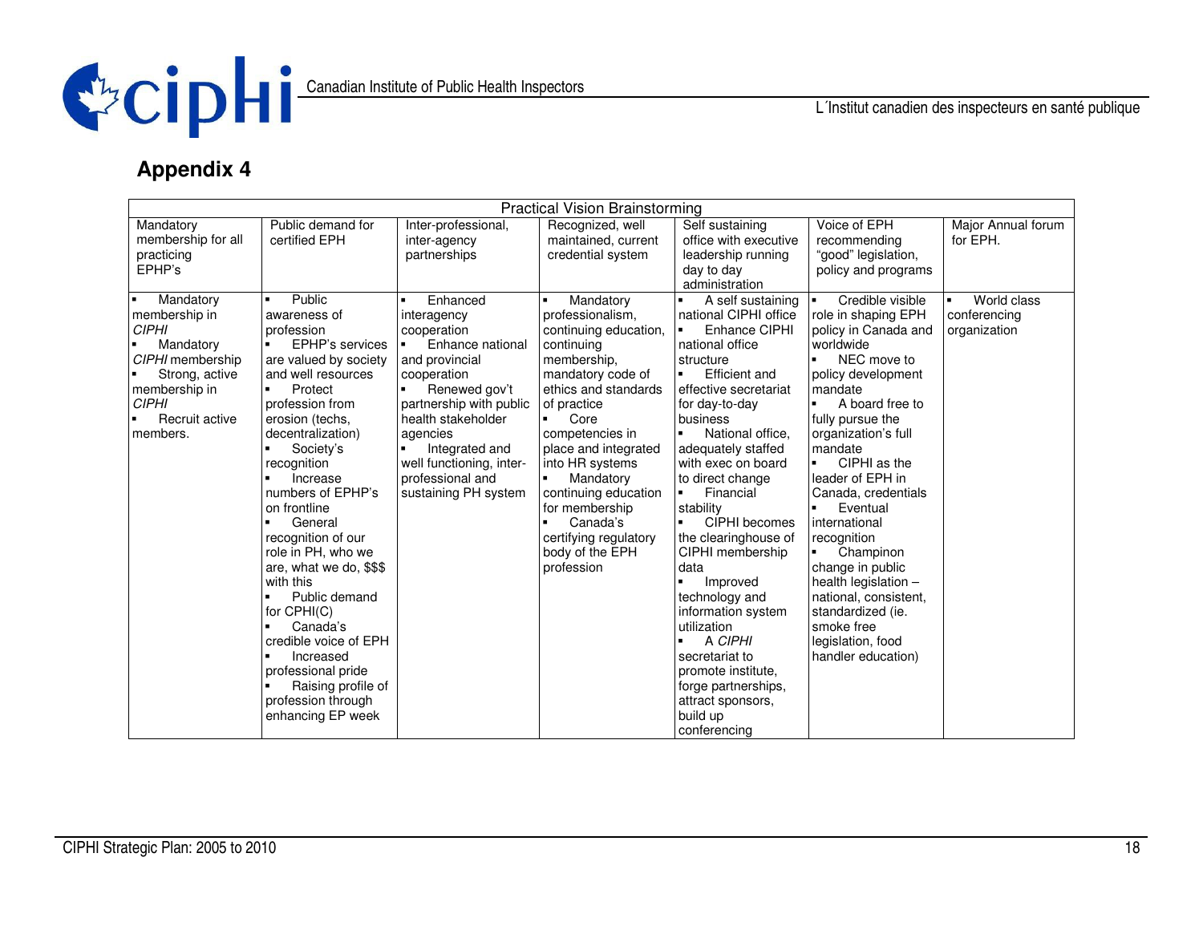## Appendix 4

| Practical Vision Brainstorming | | | | | | |
|---|---|---|---|---|---|---|
| Mandatory membership for all practicing EPHP's | Public demand for certified EPH | Inter-professional, inter-agency partnerships | Recognized, well maintained, current credential system | Self sustaining office with executive leadership running day to day administration | Voice of EPH recommending "good" legislation, policy and programs | Major Annual forum for EPH. |
| ▪ Mandatory membership in *CIPHI*<br>▪ Mandatory *CIPHI* membership<br>▪ Strong, active membership in *CIPHI*<br>▪ Recruit active members. | ▪ Public awareness of profession<br>▪ EPHP's services are valued by society and well resources<br>▪ Protect profession from erosion (techs, decentralization)<br>▪ Society's recognition<br>▪ Increase numbers of EPHP's on frontline<br>▪ General recognition of our role in PH, who we are, what we do, $$$ with this<br>▪ Public demand for CPHI(C)<br>▪ Canada's credible voice of EPH<br>▪ Increased professional pride<br>▪ Raising profile of profession through enhancing EP week | ▪ Enhanced interagency cooperation<br>▪ Enhance national and provincial cooperation<br>▪ Renewed gov't partnership with public health stakeholder agencies<br>▪ Integrated and well functioning, inter-professional and sustaining PH system | ▪ Mandatory professionalism, continuing education, continuing membership, mandatory code of ethics and standards of practice<br>▪ Core competencies in place and integrated into HR systems<br>▪ Mandatory continuing education for membership<br>▪ Canada's certifying regulatory body of the EPH profession | ▪ A self sustaining national CIPHI office<br>▪ Enhance CIPHI national office structure<br>▪ Efficient and effective secretariat for day-to-day business<br>▪ National office, adequately staffed with exec on board to direct change<br>▪ Financial stability<br>▪ CIPHI becomes the clearinghouse of CIPHI membership data<br>▪ Improved technology and information system utilization<br>▪ A *CIPHI* secretariat to promote institute, forge partnerships, attract sponsors, build up conferencing | ▪ Credible visible role in shaping EPH policy in Canada and worldwide<br>▪ NEC move to policy development mandate<br>▪ A board free to fully pursue the organization's full mandate<br>▪ CIPHI as the leader of EPH in Canada, credentials<br>▪ Eventual international recognition<br>▪ Champinon change in public health legislation – national, consistent, standardized (ie. smoke free legislation, food handler education) | ▪ World class conferencing organization |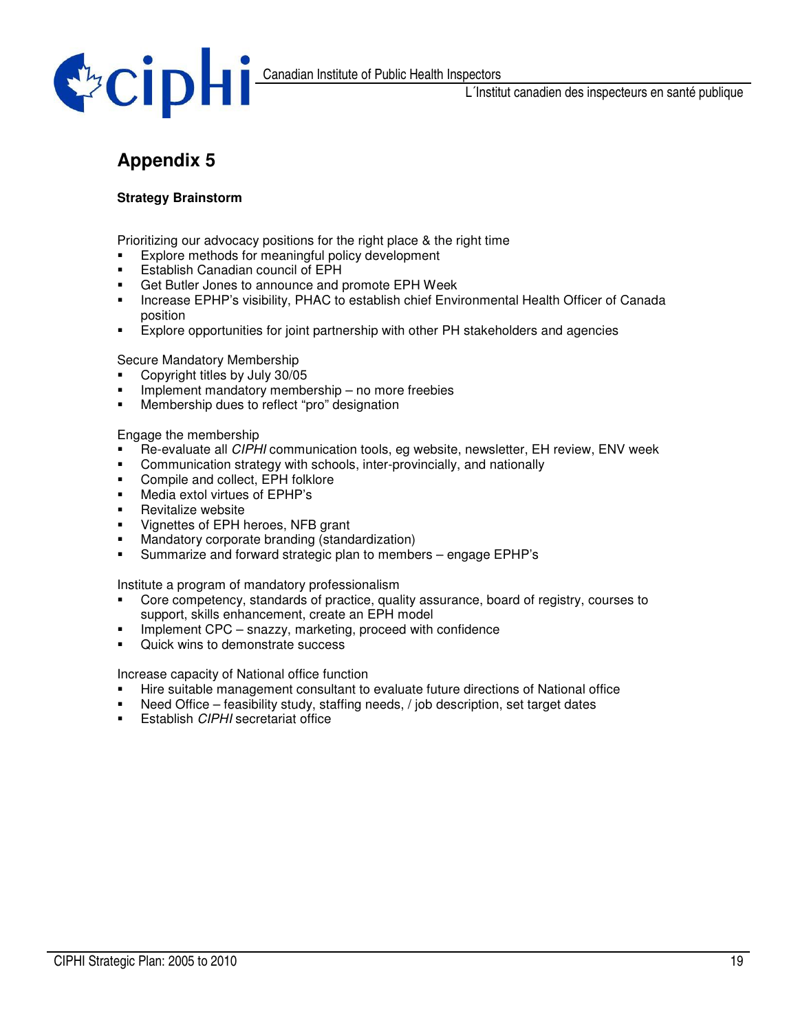# Appendix 5

**Strategy Brainstorm**

Prioritizing our advocacy positions for the right place & the right time

- Explore methods for meaningful policy development
- Establish Canadian council of EPH
- Get Butler Jones to announce and promote EPH Week
- Increase EPHP's visibility, PHAC to establish chief Environmental Health Officer of Canada position
- Explore opportunities for joint partnership with other PH stakeholders and agencies

Secure Mandatory Membership

- Copyright titles by July 30/05
- Implement mandatory membership – no more freebies
- Membership dues to reflect "pro" designation

Engage the membership

- Re-evaluate all *CIPHI* communication tools, eg website, newsletter, EH review, ENV week
- Communication strategy with schools, inter-provincially, and nationally
- Compile and collect, EPH folklore
- Media extol virtues of EPHP's
- Revitalize website
- Vignettes of EPH heroes, NFB grant
- Mandatory corporate branding (standardization)
- Summarize and forward strategic plan to members – engage EPHP's

Institute a program of mandatory professionalism

- Core competency, standards of practice, quality assurance, board of registry, courses to support, skills enhancement, create an EPH model
- Implement CPC – snazzy, marketing, proceed with confidence
- Quick wins to demonstrate success

Increase capacity of National office function

- Hire suitable management consultant to evaluate future directions of National office
- Need Office – feasibility study, staffing needs, / job description, set target dates
- Establish *CIPHI* secretariat office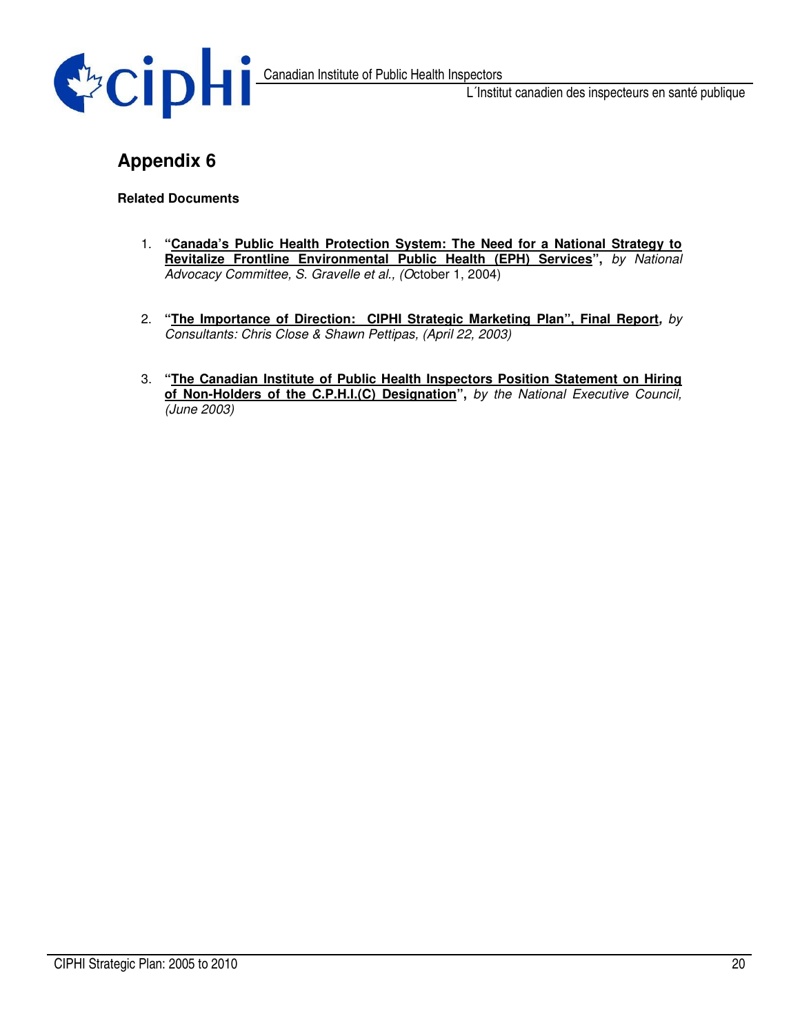# Appendix 6

**Related Documents**

1. **"Canada's Public Health Protection System: The Need for a National Strategy to Revitalize Frontline Environmental Public Health (EPH) Services",** *by National Advocacy Committee, S. Gravelle et al., (O*ctober 1, 2004)

2. **"The Importance of Direction: CIPHI Strategic Marketing Plan", Final Report,** *by Consultants: Chris Close & Shawn Pettipas, (April 22, 2003)*

3. **"The Canadian Institute of Public Health Inspectors Position Statement on Hiring of Non-Holders of the C.P.H.I.(C) Designation",** *by the National Executive Council, (June 2003)*